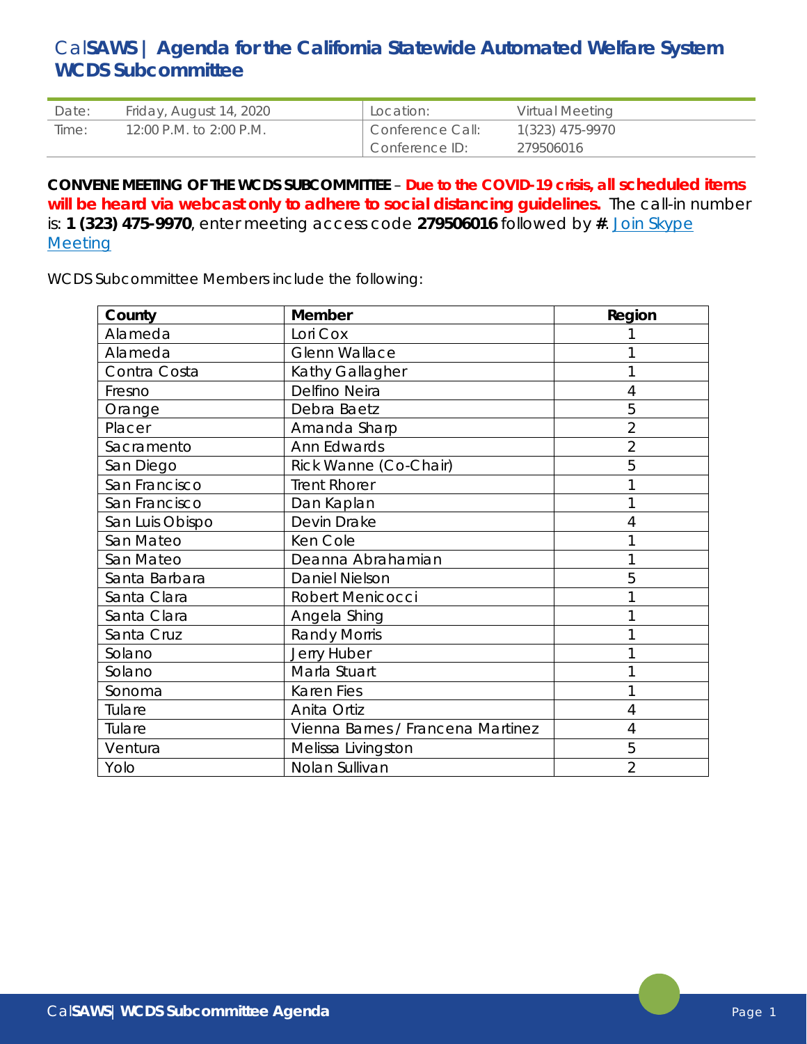# CalSAWS | Agenda for the California Statewide Automated Welfare System WCDS Subcommittee

| Date: | Friday, August 14, 2020 | Location: | Virtual Meeting |
|---|---|---|---|
| Time: | 12:00 P.M. to 2:00 P.M. | Conference Call: | 1(323) 475-9970 |
| | | Conference ID: | 279506016 |

**CONVENE MEETING OF THE WCDS SUBCOMMITTEE** – **Due to the COVID-19 crisis, all scheduled items will be heard via webcast only to adhere to social distancing guidelines.** The call-in number is: **1 (323) 475-9970**, enter meeting access code **279506016** followed by **#**. [Join Skype Meeting]

WCDS Subcommittee Members include the following:

| County | Member | Region |
|---|---|---|
| Alameda | Lori Cox | 1 |
| Alameda | Glenn Wallace | 1 |
| Contra Costa | Kathy Gallagher | 1 |
| Fresno | Delfino Neira | 4 |
| Orange | Debra Baetz | 5 |
| Placer | Amanda Sharp | 2 |
| Sacramento | Ann Edwards | 2 |
| San Diego | Rick Wanne (Co-Chair) | 5 |
| San Francisco | Trent Rhorer | 1 |
| San Francisco | Dan Kaplan | 1 |
| San Luis Obispo | Devin Drake | 4 |
| San Mateo | Ken Cole | 1 |
| San Mateo | Deanna Abrahamian | 1 |
| Santa Barbara | Daniel Nielson | 5 |
| Santa Clara | Robert Menicocci | 1 |
| Santa Clara | Angela Shing | 1 |
| Santa Cruz | Randy Morris | 1 |
| Solano | Jerry Huber | 1 |
| Solano | Marla Stuart | 1 |
| Sonoma | Karen Fies | 1 |
| Tulare | Anita Ortiz | 4 |
| Tulare | Vienna Barnes / Francena Martinez | 4 |
| Ventura | Melissa Livingston | 5 |
| Yolo | Nolan Sullivan | 2 |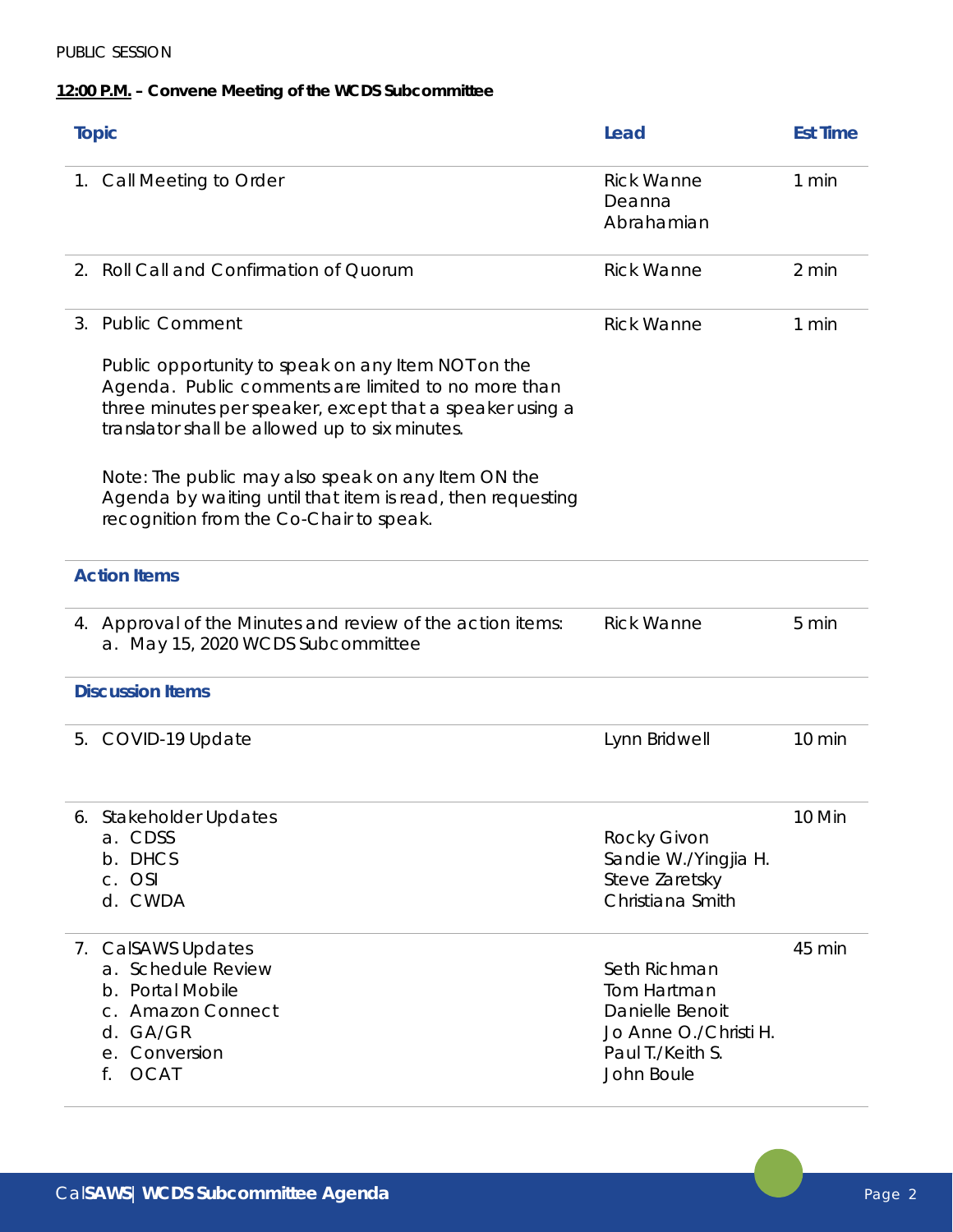PUBLIC SESSION

**12:00 P.M. – Convene Meeting of the WCDS Subcommittee**

| Topic | Lead | Est Time |
|---|---|---|
| 1. Call Meeting to Order | Rick Wanne<br>Deanna Abrahamian | 1 min |
| 2. Roll Call and Confirmation of Quorum | Rick Wanne | 2 min |
| 3. Public Comment<br><br>Public opportunity to speak on any Item NOT on the Agenda. Public comments are limited to no more than three minutes per speaker, except that a speaker using a translator shall be allowed up to six minutes.<br><br>Note: The public may also speak on any Item ON the Agenda by waiting until that item is read, then requesting recognition from the Co-Chair to speak. | Rick Wanne | 1 min |
| **Action Items** | | |
| 4. Approval of the Minutes and review of the action items:<br>a. May 15, 2020 WCDS Subcommittee | Rick Wanne | 5 min |
| **Discussion Items** | | |
| 5. COVID-19 Update | Lynn Bridwell | 10 min |
| 6. Stakeholder Updates<br>a. CDSS<br>b. DHCS<br>c. OSI<br>d. CWDA | <br>Rocky Givon<br>Sandie W./Yingjia H.<br>Steve Zaretsky<br>Christiana Smith | 10 Min |
| 7. CalSAWS Updates<br>a. Schedule Review<br>b. Portal Mobile<br>c. Amazon Connect<br>d. GA/GR<br>e. Conversion<br>f. OCAT | <br>Seth Richman<br>Tom Hartman<br>Danielle Benoit<br>Jo Anne O./Christi H.<br>Paul T./Keith S.<br>John Boule | 45 min |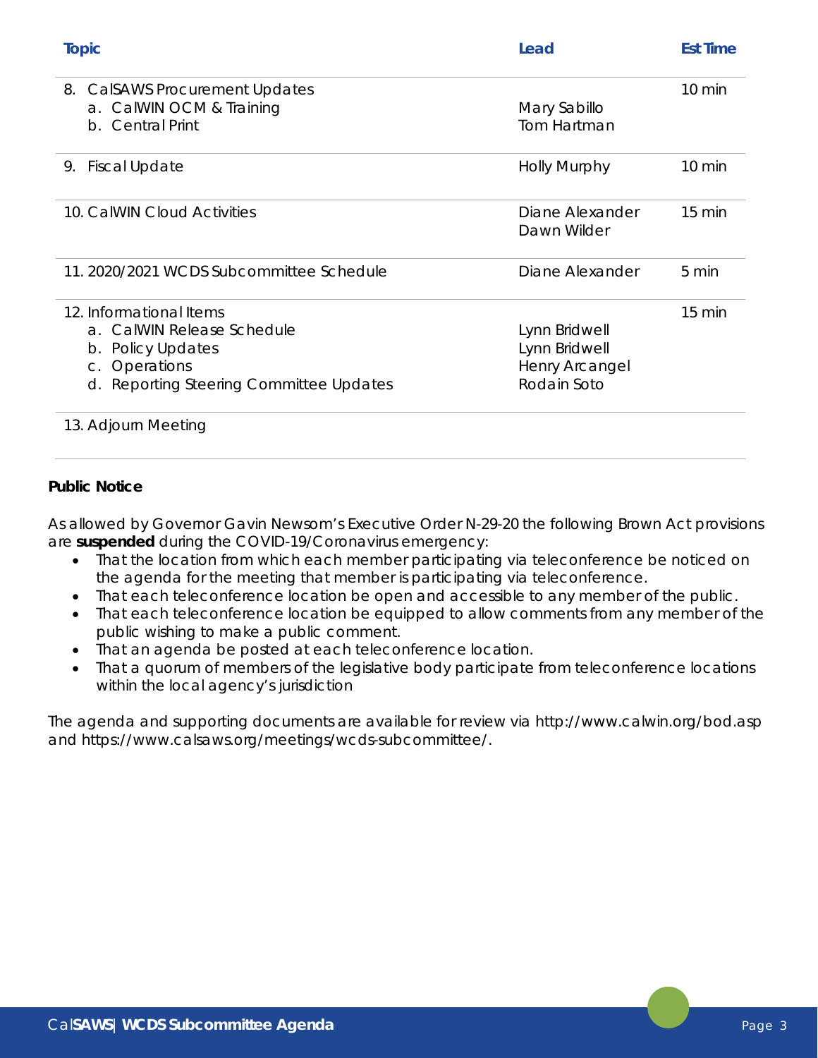| Topic | Lead | Est Time |
|---|---|---|
| 8. CalSAWS Procurement Updates<br>a. CalWIN OCM & Training<br>b. Central Print | <br>Mary Sabillo<br>Tom Hartman | 10 min |
| 9. Fiscal Update | Holly Murphy | 10 min |
| 10. CalWIN Cloud Activities | Diane Alexander<br>Dawn Wilder | 15 min |
| 11. 2020/2021 WCDS Subcommittee Schedule | Diane Alexander | 5 min |
| 12. Informational Items<br>a. CalWIN Release Schedule<br>b. Policy Updates<br>c. Operations<br>d. Reporting Steering Committee Updates | <br>Lynn Bridwell<br>Lynn Bridwell<br>Henry Arcangel<br>Rodain Soto | 15 min |
| 13. Adjourn Meeting | | |

**Public Notice**

As allowed by Governor Gavin Newsom's Executive Order N-29-20 the following Brown Act provisions are **suspended** during the COVID-19/Coronavirus emergency:

- That the location from which each member participating via teleconference be noticed on the agenda for the meeting that member is participating via teleconference.
- That each teleconference location be open and accessible to any member of the public.
- That each teleconference location be equipped to allow comments from any member of the public wishing to make a public comment.
- That an agenda be posted at each teleconference location.
- That a quorum of members of the legislative body participate from teleconference locations within the local agency's jurisdiction

The agenda and supporting documents are available for review via http://www.calwin.org/bod.asp and https://www.calsaws.org/meetings/wcds-subcommittee/.